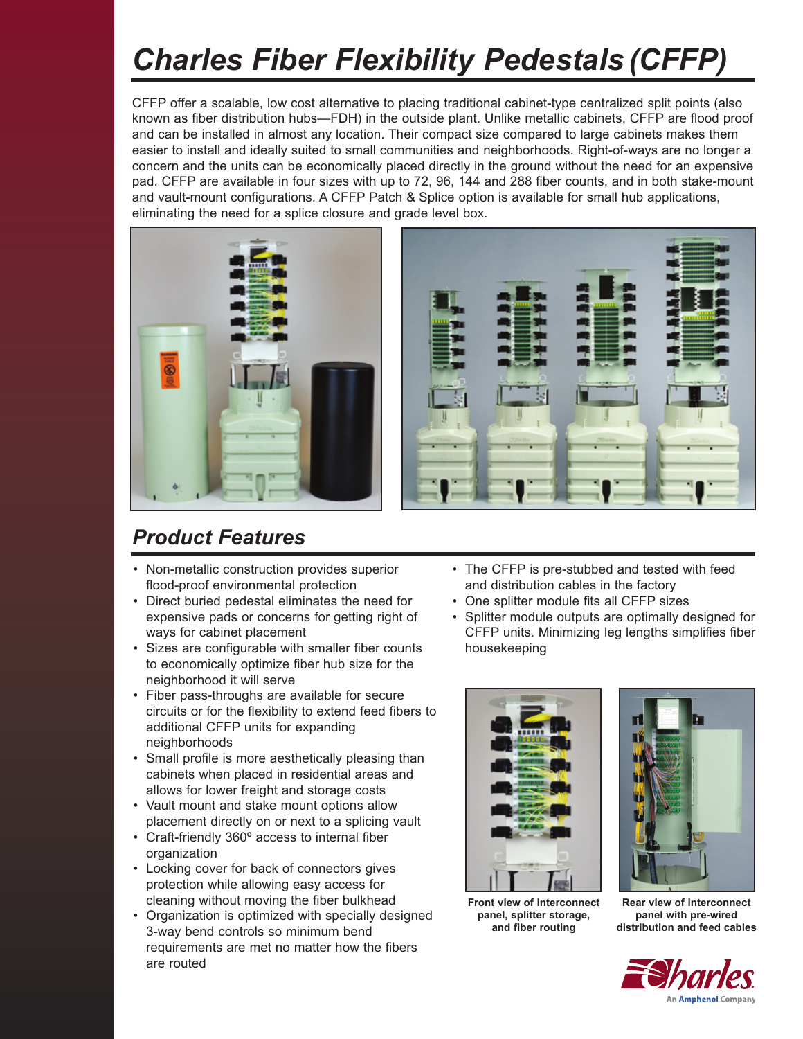# Charles Fiber Flexibility Pedestals (CFFP)

CFFP offer a scalable, low cost alternative to placing traditional cabinet-type centralized split points (also known as fiber distribution hubs—FDH) in the outside plant. Unlike metallic cabinets, CFFP are flood proof and can be installed in almost any location. Their compact size compared to large cabinets makes them easier to install and ideally suited to small communities and neighborhoods. Right-of-ways are no longer a concern and the units can be economically placed directly in the ground without the need for an expensive pad. CFFP are available in four sizes with up to 72, 96, 144 and 288 fiber counts, and in both stake-mount and vault-mount configurations. A CFFP Patch & Splice option is available for small hub applications, eliminating the need for a splice closure and grade level box.

## Product Features

- Non-metallic construction provides superior flood-proof environmental protection
- Direct buried pedestal eliminates the need for expensive pads or concerns for getting right of ways for cabinet placement
- Sizes are configurable with smaller fiber counts to economically optimize fiber hub size for the neighborhood it will serve
- Fiber pass-throughs are available for secure circuits or for the flexibility to extend feed fibers to additional CFFP units for expanding neighborhoods
- Small profile is more aesthetically pleasing than cabinets when placed in residential areas and allows for lower freight and storage costs
- Vault mount and stake mount options allow placement directly on or next to a splicing vault
- Craft-friendly 360º access to internal fiber organization
- Locking cover for back of connectors gives protection while allowing easy access for cleaning without moving the fiber bulkhead
- Organization is optimized with specially designed 3-way bend controls so minimum bend requirements are met no matter how the fibers are routed
- The CFFP is pre-stubbed and tested with feed and distribution cables in the factory
- One splitter module fits all CFFP sizes
- Splitter module outputs are optimally designed for CFFP units. Minimizing leg lengths simplifies fiber housekeeping

**Front view of interconnect panel, splitter storage, and fiber routing**

**Rear view of interconnect panel with pre-wired distribution and feed cables**

Charles — An Amphenol Company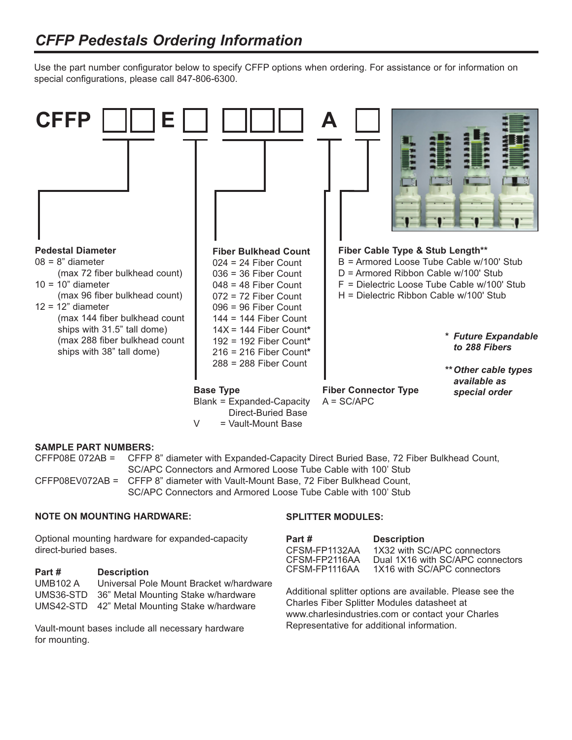# CFFP Pedestals Ordering Information

Use the part number configurator below to specify CFFP options when ordering. For assistance or for information on special configurations, please call 847-806-6300.

**CFFP** ☐☐ **E** ☐ ☐☐☐ **A** ☐

**Pedestal Diameter**
- 08 = 8" diameter (max 72 fiber bulkhead count)
- 10 = 10" diameter (max 96 fiber bulkhead count)
- 12 = 12" diameter (max 144 fiber bulkhead count ships with 31.5" tall dome) (max 288 fiber bulkhead count ships with 38" tall dome)

**Fiber Bulkhead Count**
- 024 = 24 Fiber Count
- 036 = 36 Fiber Count
- 048 = 48 Fiber Count
- 072 = 72 Fiber Count
- 096 = 96 Fiber Count
- 144 = 144 Fiber Count
- 14X = 144 Fiber Count*
- 192 = 192 Fiber Count*
- 216 = 216 Fiber Count*
- 288 = 288 Fiber Count

**Base Type**
- Blank = Expanded-Capacity Direct-Buried Base
- V = Vault-Mount Base

**Fiber Connector Type**
- A = SC/APC

**Fiber Cable Type & Stub Length****
- B = Armored Loose Tube Cable w/100' Stub
- D = Armored Ribbon Cable w/100' Stub
- F = Dielectric Loose Tube Cable w/100' Stub
- H = Dielectric Ribbon Cable w/100' Stub

*\* Future Expandable to 288 Fibers*

*\*\* Other cable types available as special order*

**SAMPLE PART NUMBERS:**

CFFP08E 072AB = CFFP 8" diameter with Expanded-Capacity Direct Buried Base, 72 Fiber Bulkhead Count, SC/APC Connectors and Armored Loose Tube Cable with 100' Stub

CFFP08EV072AB = CFFP 8" diameter with Vault-Mount Base, 72 Fiber Bulkhead Count, SC/APC Connectors and Armored Loose Tube Cable with 100' Stub

**NOTE ON MOUNTING HARDWARE:**

Optional mounting hardware for expanded-capacity direct-buried bases.

| Part # | Description |
|---|---|
| UMB102 A | Universal Pole Mount Bracket w/hardware |
| UMS36-STD | 36" Metal Mounting Stake w/hardware |
| UMS42-STD | 42" Metal Mounting Stake w/hardware |

Vault-mount bases include all necessary hardware for mounting.

**SPLITTER MODULES:**

| Part # | Description |
|---|---|
| CFSM-FP1132AA | 1X32 with SC/APC connectors |
| CFSM-FP2116AA | Dual 1X16 with SC/APC connectors |
| CFSM-FP1116AA | 1X16 with SC/APC connectors |

Additional splitter options are available. Please see the Charles Fiber Splitter Modules datasheet at www.charlesindustries.com or contact your Charles Representative for additional information.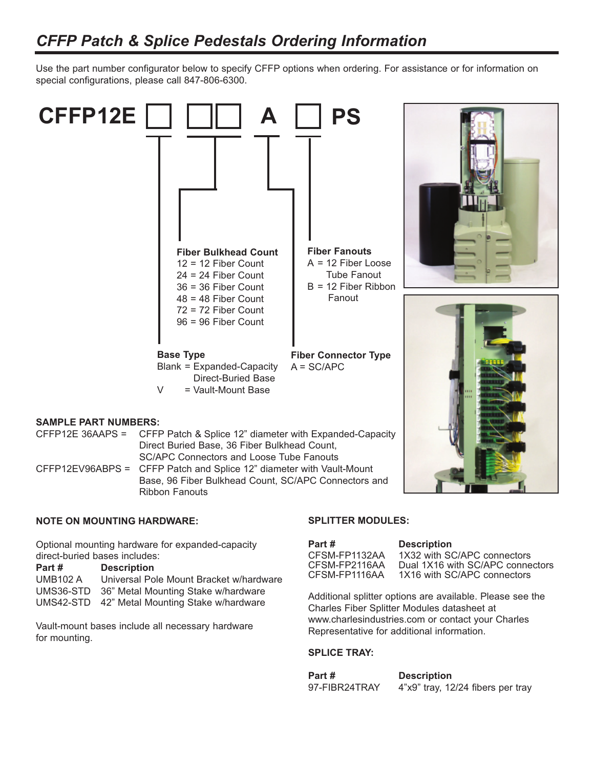## *CFFP Patch & Splice Pedestals Ordering Information*

Use the part number configurator below to specify CFFP options when ordering. For assistance or for information on special configurations, please call 847-806-6300.

**CFFP12E ☐ ☐☐ A ☐ PS**

**Fiber Bulkhead Count**
12 = 12 Fiber Count
24 = 24 Fiber Count
36 = 36 Fiber Count
48 = 48 Fiber Count
72 = 72 Fiber Count
96 = 96 Fiber Count

**Fiber Fanouts**
A = 12 Fiber Loose Tube Fanout
B = 12 Fiber Ribbon Fanout

**Base Type**
Blank = Expanded-Capacity Direct-Buried Base
V = Vault-Mount Base

**Fiber Connector Type**
A = SC/APC

**SAMPLE PART NUMBERS:**

CFFP12E 36AAPS = CFFP Patch & Splice 12" diameter with Expanded-Capacity Direct Buried Base, 36 Fiber Bulkhead Count, SC/APC Connectors and Loose Tube Fanouts

CFFP12EV96ABPS = CFFP Patch and Splice 12" diameter with Vault-Mount Base, 96 Fiber Bulkhead Count, SC/APC Connectors and Ribbon Fanouts

**NOTE ON MOUNTING HARDWARE:**

Optional mounting hardware for expanded-capacity direct-buried bases includes:

| Part # | Description |
|---|---|
| UMB102 A | Universal Pole Mount Bracket w/hardware |
| UMS36-STD | 36" Metal Mounting Stake w/hardware |
| UMS42-STD | 42" Metal Mounting Stake w/hardware |

Vault-mount bases include all necessary hardware for mounting.

**SPLITTER MODULES:**

| Part # | Description |
|---|---|
| CFSM-FP1132AA | 1X32 with SC/APC connectors |
| CFSM-FP2116AA | Dual 1X16 with SC/APC connectors |
| CFSM-FP1116AA | 1X16 with SC/APC connectors |

Additional splitter options are available. Please see the Charles Fiber Splitter Modules datasheet at www.charlesindustries.com or contact your Charles Representative for additional information.

**SPLICE TRAY:**

| Part # | Description |
|---|---|
| 97-FIBR24TRAY | 4"x9" tray, 12/24 fibers per tray |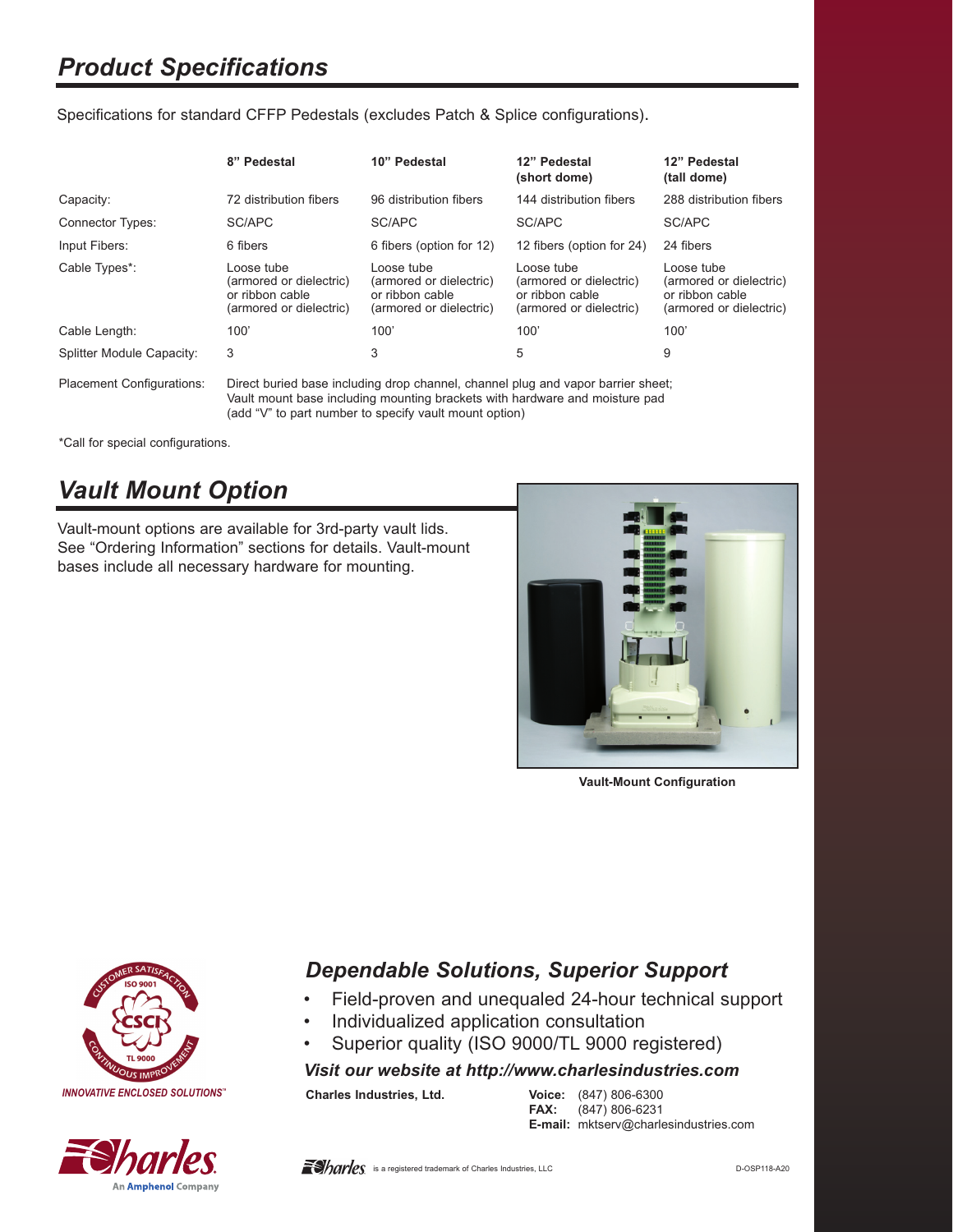## *Product Specifications*

Specifications for standard CFFP Pedestals (excludes Patch & Splice configurations).

| | 8" Pedestal | 10" Pedestal | 12" Pedestal (short dome) | 12" Pedestal (tall dome) |
|---|---|---|---|---|
| Capacity: | 72 distribution fibers | 96 distribution fibers | 144 distribution fibers | 288 distribution fibers |
| Connector Types: | SC/APC | SC/APC | SC/APC | SC/APC |
| Input Fibers: | 6 fibers | 6 fibers (option for 12) | 12 fibers (option for 24) | 24 fibers |
| Cable Types*: | Loose tube (armored or dielectric) or ribbon cable (armored or dielectric) | Loose tube (armored or dielectric) or ribbon cable (armored or dielectric) | Loose tube (armored or dielectric) or ribbon cable (armored or dielectric) | Loose tube (armored or dielectric) or ribbon cable (armored or dielectric) |
| Cable Length: | 100' | 100' | 100' | 100' |
| Splitter Module Capacity: | 3 | 3 | 5 | 9 |
| Placement Configurations: | Direct buried base including drop channel, channel plug and vapor barrier sheet; Vault mount base including mounting brackets with hardware and moisture pad (add "V" to part number to specify vault mount option) | | | |

*Call for special configurations.

## *Vault Mount Option*

Vault-mount options are available for 3rd-party vault lids. See "Ordering Information" sections for details. Vault-mount bases include all necessary hardware for mounting.

**Vault-Mount Configuration**

CUSTOMER SATISFACTION ISO 9001 CSCI TL 9000 CONTINUOUS IMPROVEMENT

*INNOVATIVE ENCLOSED SOLUTIONS*™

Charles An Amphenol Company

## *Dependable Solutions, Superior Support*

- Field-proven and unequaled 24-hour technical support
- Individualized application consultation
- Superior quality (ISO 9000/TL 9000 registered)

***Visit our website at http://www.charlesindustries.com***

**Charles Industries, Ltd.**

**Voice:** (847) 806-6300
**FAX:** (847) 806-6231
**E-mail:** mktserv@charlesindustries.com

Charles is a registered trademark of Charles Industries, LLC

D-OSP118-A20